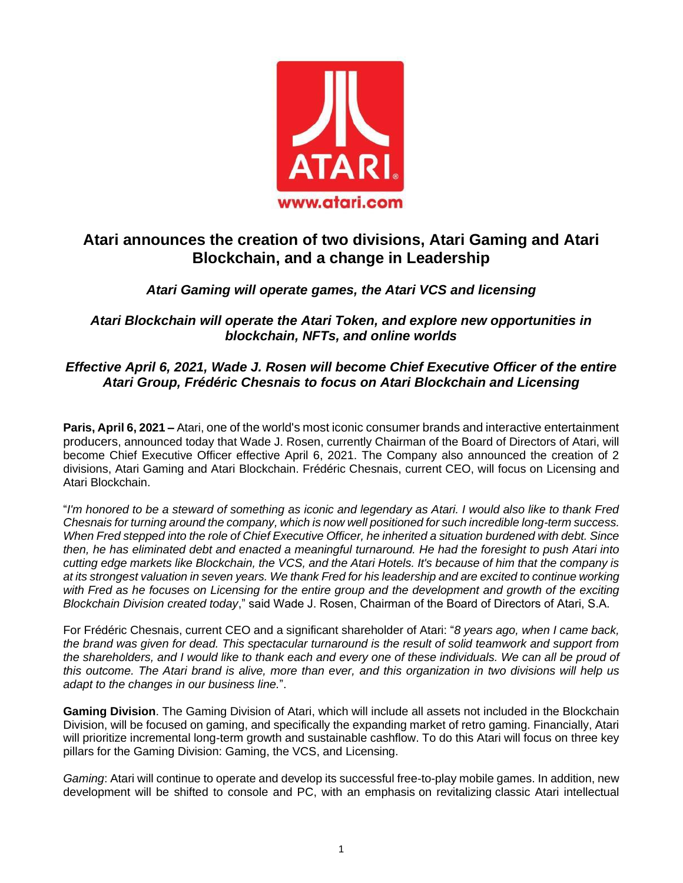# Atari announces the creation of two divisions, Atari Gaming and Atari Blockchain, and a change in Leadership

### *Atari Gaming will operate games, the Atari VCS and licensing*

### *Atari Blockchain will operate the Atari Token, and explore new opportunities in blockchain, NFTs, and online worlds*

### *Effective April 6, 2021, Wade J. Rosen will become Chief Executive Officer of the entire Atari Group, Frédéric Chesnais to focus on Atari Blockchain and Licensing*

**Paris, April 6, 2021 –** Atari, one of the world's most iconic consumer brands and interactive entertainment producers, announced today that Wade J. Rosen, currently Chairman of the Board of Directors of Atari, will become Chief Executive Officer effective April 6, 2021. The Company also announced the creation of 2 divisions, Atari Gaming and Atari Blockchain. Frédéric Chesnais, current CEO, will focus on Licensing and Atari Blockchain.

"*I'm honored to be a steward of something as iconic and legendary as Atari. I would also like to thank Fred Chesnais for turning around the company, which is now well positioned for such incredible long-term success. When Fred stepped into the role of Chief Executive Officer, he inherited a situation burdened with debt. Since then, he has eliminated debt and enacted a meaningful turnaround. He had the foresight to push Atari into cutting edge markets like Blockchain, the VCS, and the Atari Hotels. It's because of him that the company is at its strongest valuation in seven years. We thank Fred for his leadership and are excited to continue working with Fred as he focuses on Licensing for the entire group and the development and growth of the exciting Blockchain Division created today*," said Wade J. Rosen, Chairman of the Board of Directors of Atari, S.A.

For Frédéric Chesnais, current CEO and a significant shareholder of Atari: "*8 years ago, when I came back, the brand was given for dead. This spectacular turnaround is the result of solid teamwork and support from the shareholders, and I would like to thank each and every one of these individuals. We can all be proud of this outcome. The Atari brand is alive, more than ever, and this organization in two divisions will help us adapt to the changes in our business line.*".

**Gaming Division**. The Gaming Division of Atari, which will include all assets not included in the Blockchain Division, will be focused on gaming, and specifically the expanding market of retro gaming. Financially, Atari will prioritize incremental long-term growth and sustainable cashflow. To do this Atari will focus on three key pillars for the Gaming Division: Gaming, the VCS, and Licensing.

*Gaming*: Atari will continue to operate and develop its successful free-to-play mobile games. In addition, new development will be shifted to console and PC, with an emphasis on revitalizing classic Atari intellectual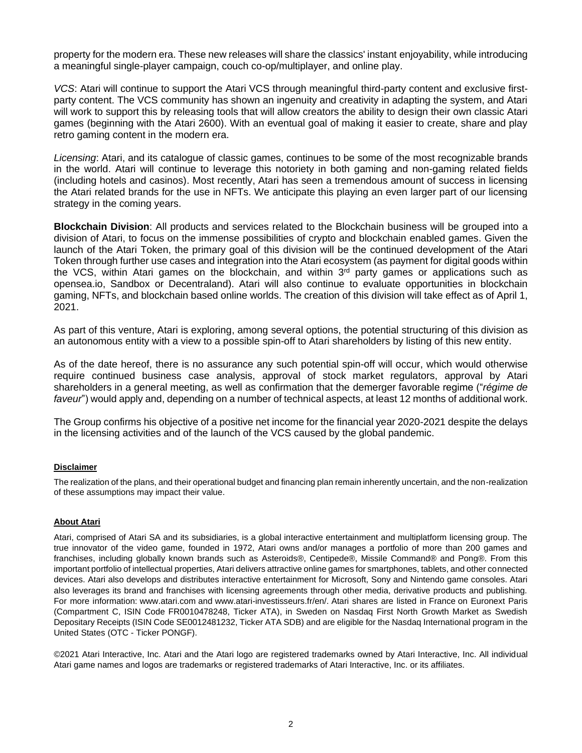property for the modern era. These new releases will share the classics' instant enjoyability, while introducing a meaningful single-player campaign, couch co-op/multiplayer, and online play.

*VCS*: Atari will continue to support the Atari VCS through meaningful third-party content and exclusive first-party content. The VCS community has shown an ingenuity and creativity in adapting the system, and Atari will work to support this by releasing tools that will allow creators the ability to design their own classic Atari games (beginning with the Atari 2600). With an eventual goal of making it easier to create, share and play retro gaming content in the modern era.

*Licensing*: Atari, and its catalogue of classic games, continues to be some of the most recognizable brands in the world. Atari will continue to leverage this notoriety in both gaming and non-gaming related fields (including hotels and casinos). Most recently, Atari has seen a tremendous amount of success in licensing the Atari related brands for the use in NFTs. We anticipate this playing an even larger part of our licensing strategy in the coming years.

**Blockchain Division**: All products and services related to the Blockchain business will be grouped into a division of Atari, to focus on the immense possibilities of crypto and blockchain enabled games. Given the launch of the Atari Token, the primary goal of this division will be the continued development of the Atari Token through further use cases and integration into the Atari ecosystem (as payment for digital goods within the VCS, within Atari games on the blockchain, and within 3rd party games or applications such as opensea.io, Sandbox or Decentraland). Atari will also continue to evaluate opportunities in blockchain gaming, NFTs, and blockchain based online worlds. The creation of this division will take effect as of April 1, 2021.

As part of this venture, Atari is exploring, among several options, the potential structuring of this division as an autonomous entity with a view to a possible spin-off to Atari shareholders by listing of this new entity.

As of the date hereof, there is no assurance any such potential spin-off will occur, which would otherwise require continued business case analysis, approval of stock market regulators, approval by Atari shareholders in a general meeting, as well as confirmation that the demerger favorable regime ("*régime de faveur*") would apply and, depending on a number of technical aspects, at least 12 months of additional work.

The Group confirms his objective of a positive net income for the financial year 2020-2021 despite the delays in the licensing activities and of the launch of the VCS caused by the global pandemic.

**Disclaimer**

The realization of the plans, and their operational budget and financing plan remain inherently uncertain, and the non-realization of these assumptions may impact their value.

**About Atari**

Atari, comprised of Atari SA and its subsidiaries, is a global interactive entertainment and multiplatform licensing group. The true innovator of the video game, founded in 1972, Atari owns and/or manages a portfolio of more than 200 games and franchises, including globally known brands such as Asteroids®, Centipede®, Missile Command® and Pong®. From this important portfolio of intellectual properties, Atari delivers attractive online games for smartphones, tablets, and other connected devices. Atari also develops and distributes interactive entertainment for Microsoft, Sony and Nintendo game consoles. Atari also leverages its brand and franchises with licensing agreements through other media, derivative products and publishing. For more information: www.atari.com and www.atari-investisseurs.fr/en/. Atari shares are listed in France on Euronext Paris (Compartment C, ISIN Code FR0010478248, Ticker ATA), in Sweden on Nasdaq First North Growth Market as Swedish Depositary Receipts (ISIN Code SE0012481232, Ticker ATA SDB) and are eligible for the Nasdaq International program in the United States (OTC - Ticker PONGF).

©2021 Atari Interactive, Inc. Atari and the Atari logo are registered trademarks owned by Atari Interactive, Inc. All individual Atari game names and logos are trademarks or registered trademarks of Atari Interactive, Inc. or its affiliates.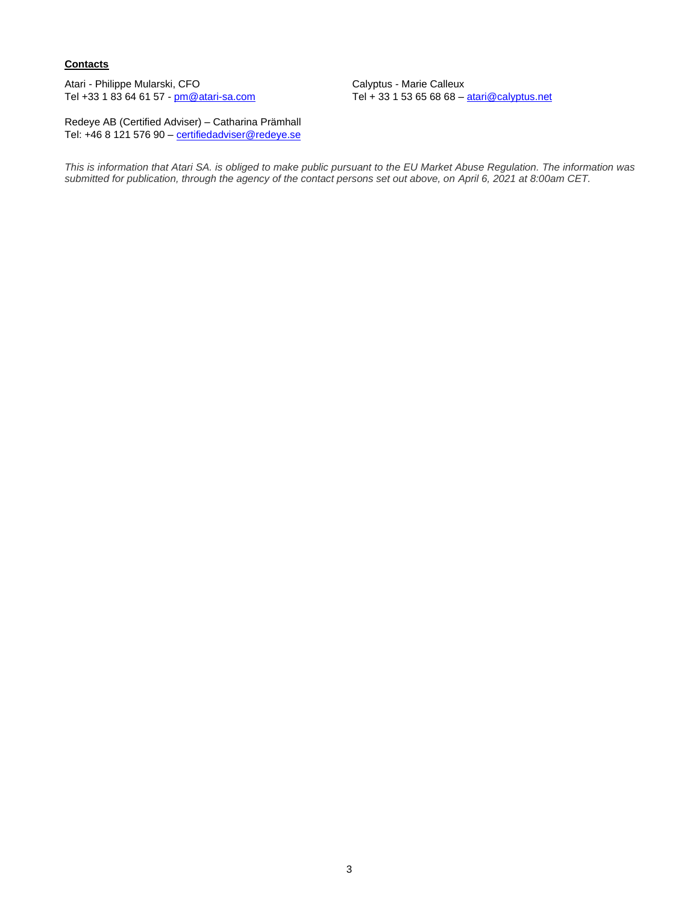**Contacts**

Atari - Philippe Mularski, CFO
Tel +33 1 83 64 61 57 - pm@atari-sa.com

Calyptus - Marie Calleux
Tel + 33 1 53 65 68 68 – atari@calyptus.net

Redeye AB (Certified Adviser) – Catharina Prämhall
Tel: +46 8 121 576 90 – certifiedadviser@redeye.se

*This is information that Atari SA. is obliged to make public pursuant to the EU Market Abuse Regulation. The information was submitted for publication, through the agency of the contact persons set out above, on April 6, 2021 at 8:00am CET.*